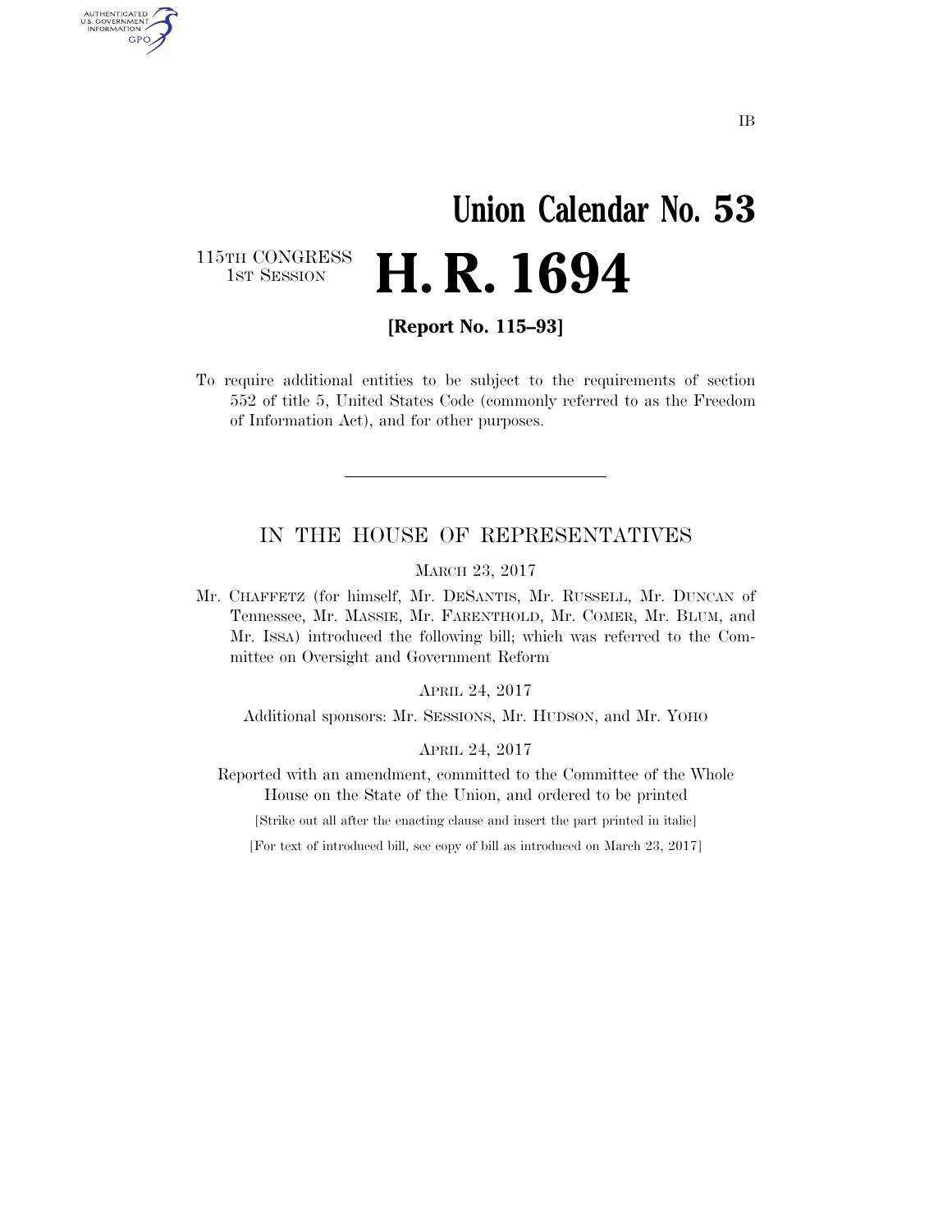IB

# Union Calendar No. 53

115TH CONGRESS
1ST SESSION

# H. R. 1694

**[Report No. 115–93]**

To require additional entities to be subject to the requirements of section 552 of title 5, United States Code (commonly referred to as the Freedom of Information Act), and for other purposes.

---

## IN THE HOUSE OF REPRESENTATIVES

MARCH 23, 2017

Mr. CHAFFETZ (for himself, Mr. DESANTIS, Mr. RUSSELL, Mr. DUNCAN of Tennessee, Mr. MASSIE, Mr. FARENTHOLD, Mr. COMER, Mr. BLUM, and Mr. ISSA) introduced the following bill; which was referred to the Committee on Oversight and Government Reform

APRIL 24, 2017

Additional sponsors: Mr. SESSIONS, Mr. HUDSON, and Mr. YOHO

APRIL 24, 2017

Reported with an amendment, committed to the Committee of the Whole House on the State of the Union, and ordered to be printed

[Strike out all after the enacting clause and insert the part printed in italic]

[For text of introduced bill, see copy of bill as introduced on March 23, 2017]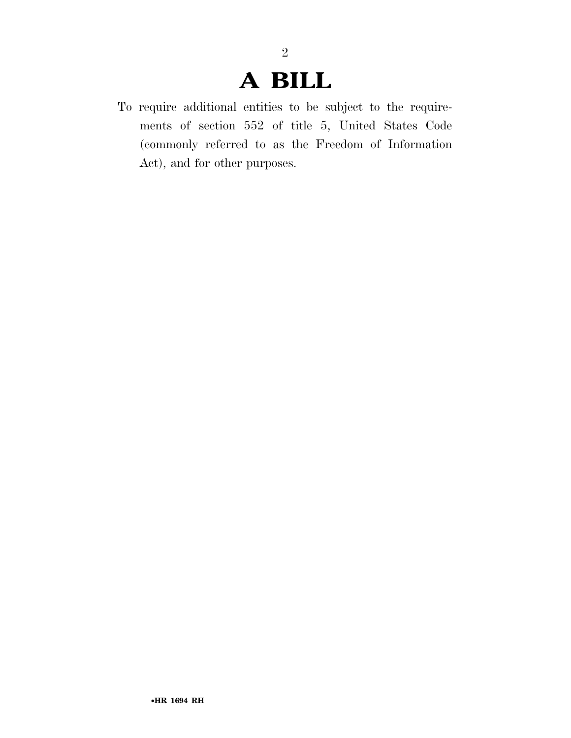# A BILL

To require additional entities to be subject to the requirements of section 552 of title 5, United States Code (commonly referred to as the Freedom of Information Act), and for other purposes.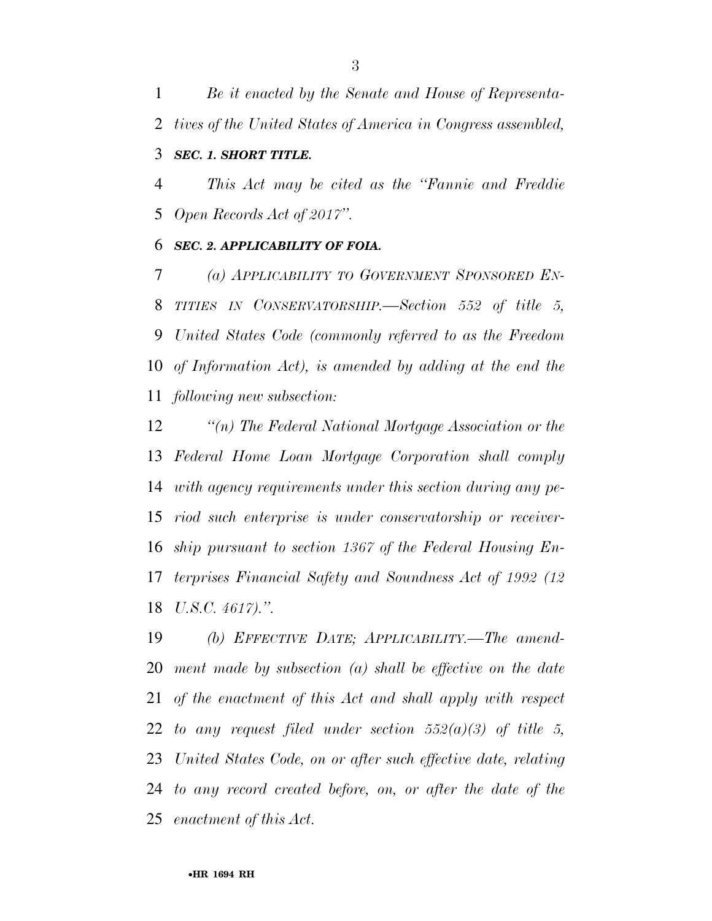*Be it enacted by the Senate and House of Representatives of the United States of America in Congress assembled,*

***SEC. 1. SHORT TITLE.***

*This Act may be cited as the "Fannie and Freddie Open Records Act of 2017".*

***SEC. 2. APPLICABILITY OF FOIA.***

*(a) APPLICABILITY TO GOVERNMENT SPONSORED ENTITIES IN CONSERVATORSHIP.—Section 552 of title 5, United States Code (commonly referred to as the Freedom of Information Act), is amended by adding at the end the following new subsection:*

*"(n) The Federal National Mortgage Association or the Federal Home Loan Mortgage Corporation shall comply with agency requirements under this section during any period such enterprise is under conservatorship or receivership pursuant to section 1367 of the Federal Housing Enterprises Financial Safety and Soundness Act of 1992 (12 U.S.C. 4617).".*

*(b) EFFECTIVE DATE; APPLICABILITY.—The amendment made by subsection (a) shall be effective on the date of the enactment of this Act and shall apply with respect to any request filed under section 552(a)(3) of title 5, United States Code, on or after such effective date, relating to any record created before, on, or after the date of the enactment of this Act.*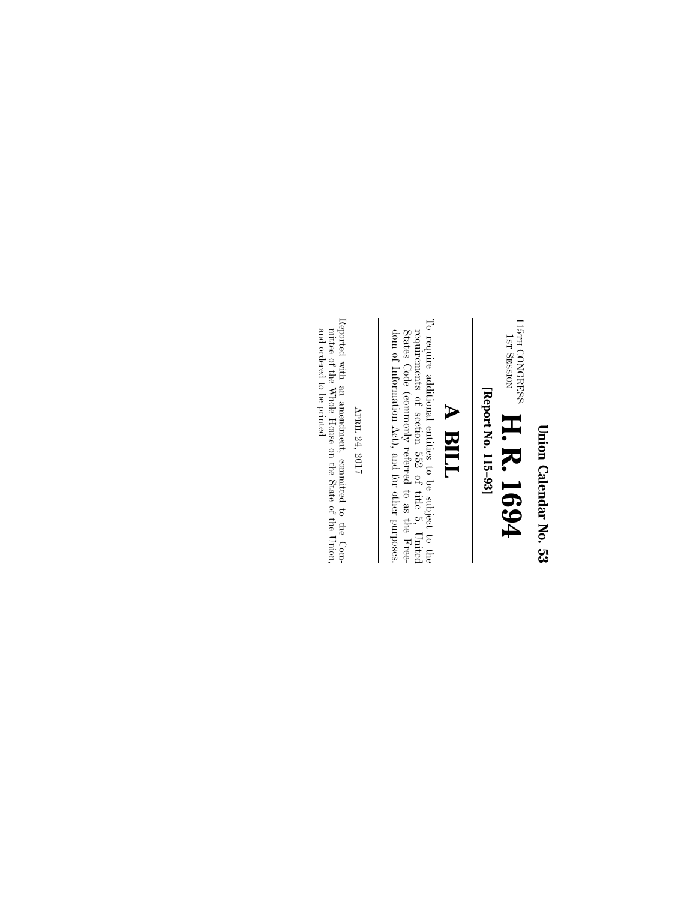**Union Calendar No. 53**

115TH CONGRESS
1ST SESSION

# H. R. 1694

**[Report No. 115–93]**

# A BILL

To require additional entities to be subject to the requirements of section 552 of title 5, United States Code (commonly referred to as the Freedom of Information Act), and for other purposes.

APRIL 24, 2017

Reported with an amendment, committed to the Committee of the Whole House on the State of the Union, and ordered to be printed